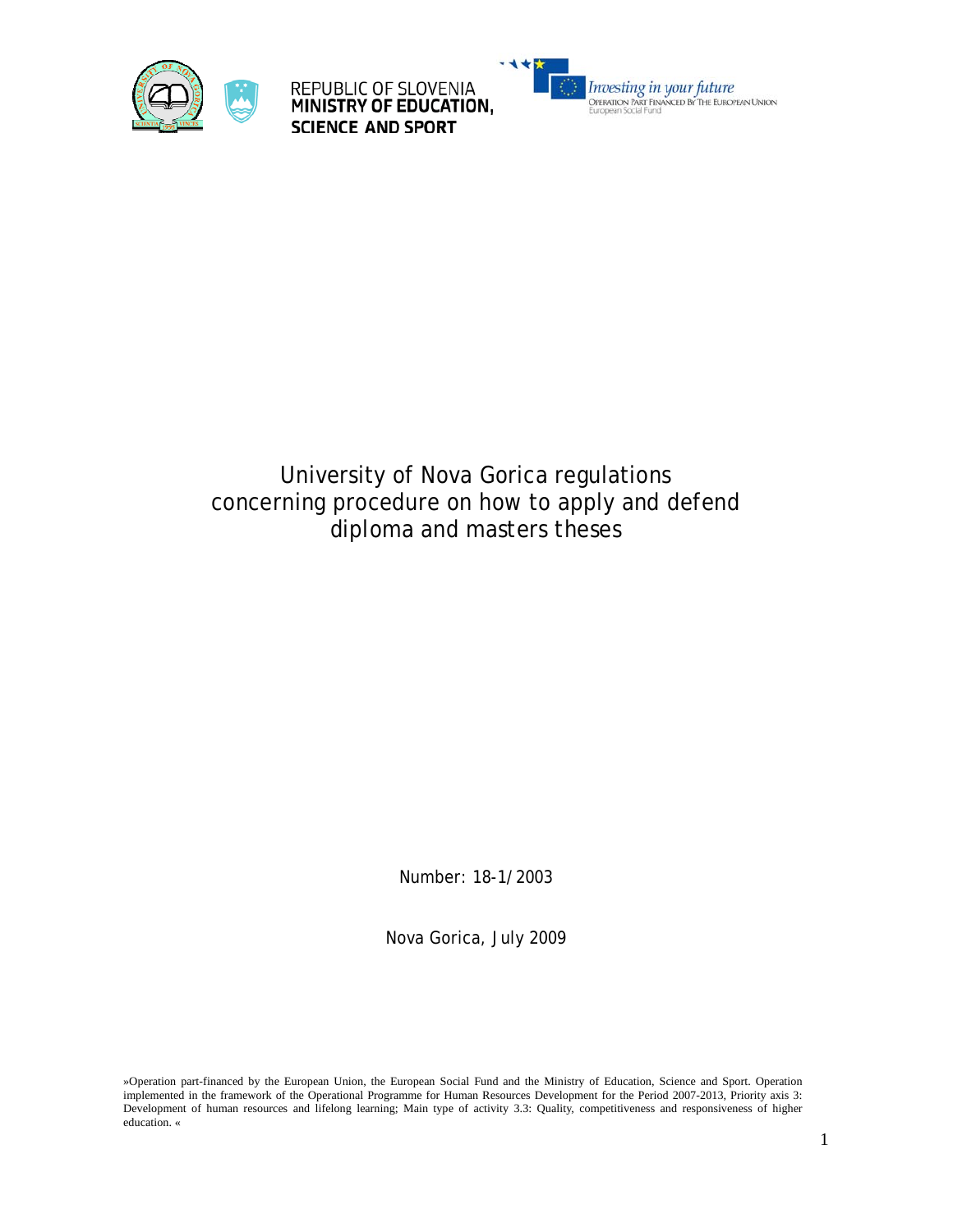REPUBLIC OF SLOVENIA
**MINISTRY OF EDUCATION, SCIENCE AND SPORT**

*Investing in your future*
OPERATION PART FINANCED BY THE EUROPEAN UNION
European Social Fund

# University of Nova Gorica regulations concerning procedure on how to apply and defend diploma and masters theses

Number: 18-1/2003

Nova Gorica, July 2009

»Operation part-financed by the European Union, the European Social Fund and the Ministry of Education, Science and Sport. Operation implemented in the framework of the Operational Programme for Human Resources Development for the Period 2007-2013, Priority axis 3: Development of human resources and lifelong learning; Main type of activity 3.3: Quality, competitiveness and responsiveness of higher education. «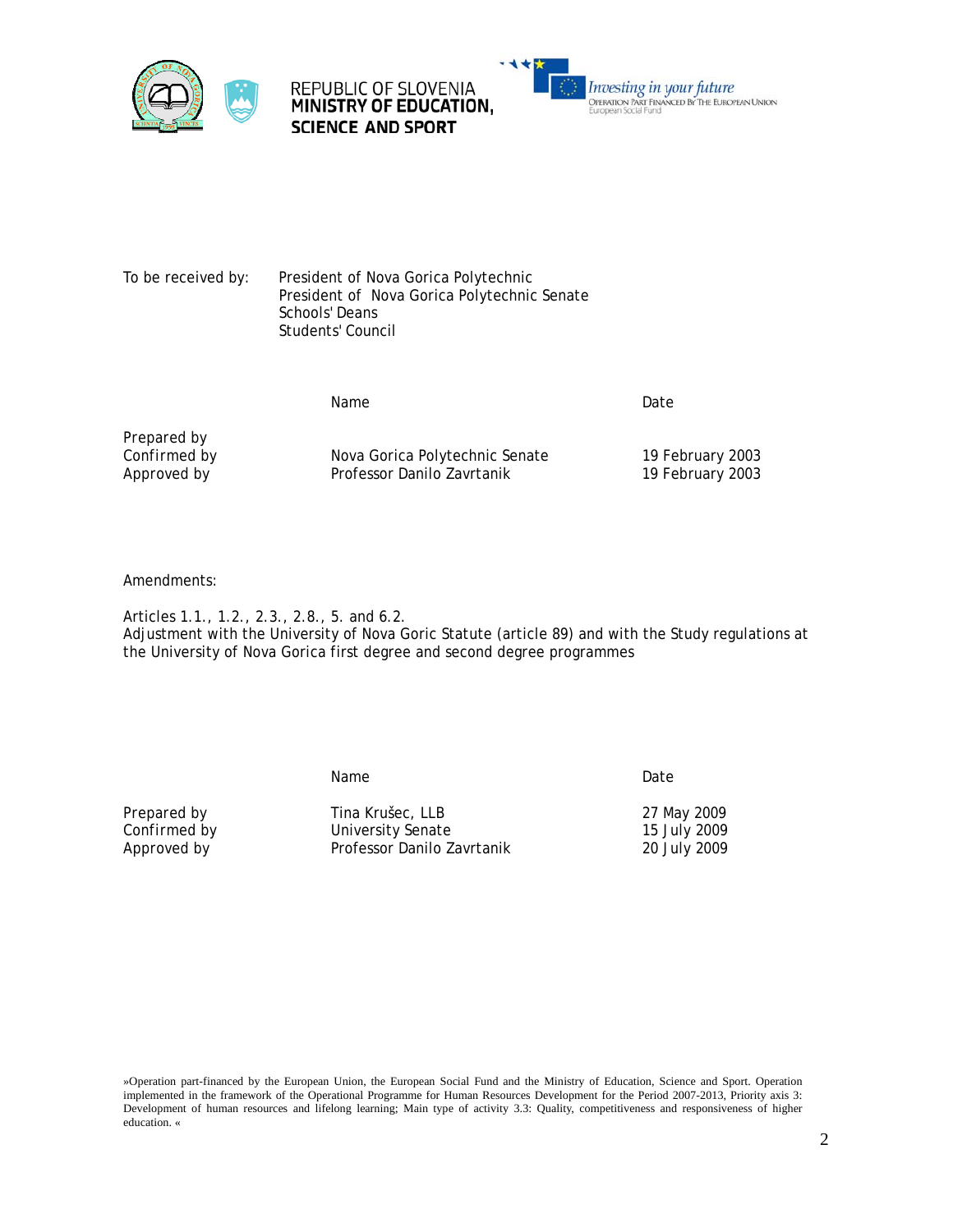REPUBLIC OF SLOVENIA
**MINISTRY OF EDUCATION, SCIENCE AND SPORT**

*Investing in your future*
OPERATION PART FINANCED BY THE EUROPEAN UNION
European Social Fund

| To be received by: | President of Nova Gorica Polytechnic |
|---|---|
| | President of Nova Gorica Polytechnic Senate |
| | Schools' Deans |
| | Students' Council |

| | Name | Date |
|---|---|---|
| Prepared by | | |
| Confirmed by | Nova Gorica Polytechnic Senate | 19 February 2003 |
| Approved by | Professor Danilo Zavrtanik | 19 February 2003 |

Amendments:

Articles 1.1., 1.2., 2.3., 2.8., 5. and 6.2.
Adjustment with the University of Nova Goric Statute (article 89) and with the Study regulations at the University of Nova Gorica first degree and second degree programmes

| | Name | Date |
|---|---|---|
| Prepared by | Tina Krušec, LLB | 27 May 2009 |
| Confirmed by | University Senate | 15 July 2009 |
| Approved by | Professor Danilo Zavrtanik | 20 July 2009 |

»Operation part-financed by the European Union, the European Social Fund and the Ministry of Education, Science and Sport. Operation implemented in the framework of the Operational Programme for Human Resources Development for the Period 2007-2013, Priority axis 3: Development of human resources and lifelong learning; Main type of activity 3.3: Quality, competitiveness and responsiveness of higher education. «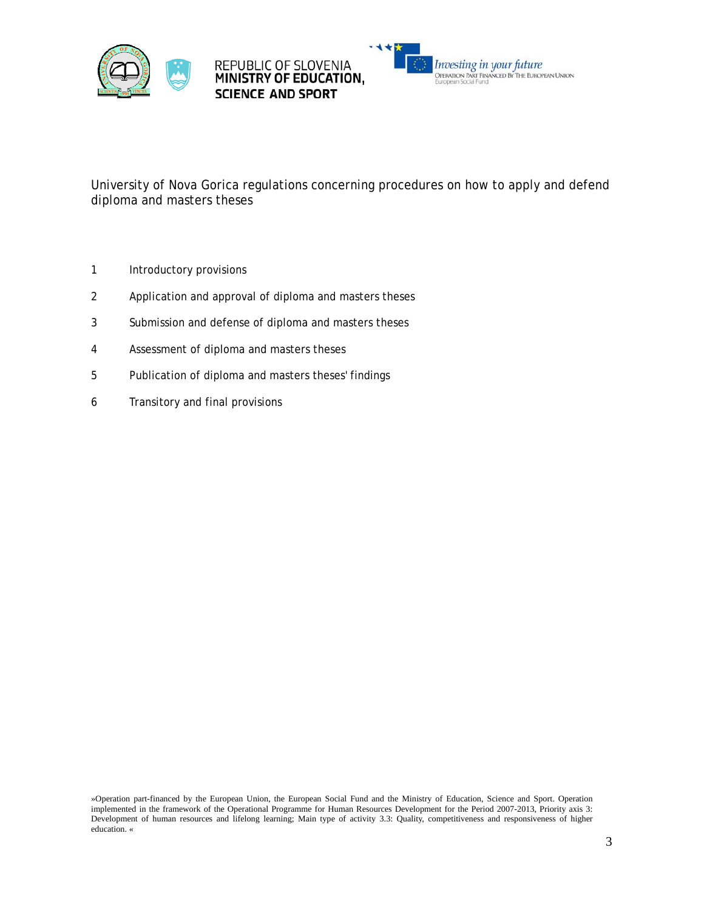REPUBLIC OF SLOVENIA
**MINISTRY OF EDUCATION, SCIENCE AND SPORT**

*Investing in your future*
OPERATION PART FINANCED BY THE EUROPEAN UNION
European Social Fund

University of Nova Gorica regulations concerning procedures on how to apply and defend diploma and masters theses

1 Introductory provisions

2 Application and approval of diploma and masters theses

3 Submission and defense of diploma and masters theses

4 Assessment of diploma and masters theses

5 Publication of diploma and masters theses' findings

6 Transitory and final provisions

»Operation part-financed by the European Union, the European Social Fund and the Ministry of Education, Science and Sport. Operation implemented in the framework of the Operational Programme for Human Resources Development for the Period 2007-2013, Priority axis 3: Development of human resources and lifelong learning; Main type of activity 3.3: Quality, competitiveness and responsiveness of higher education. «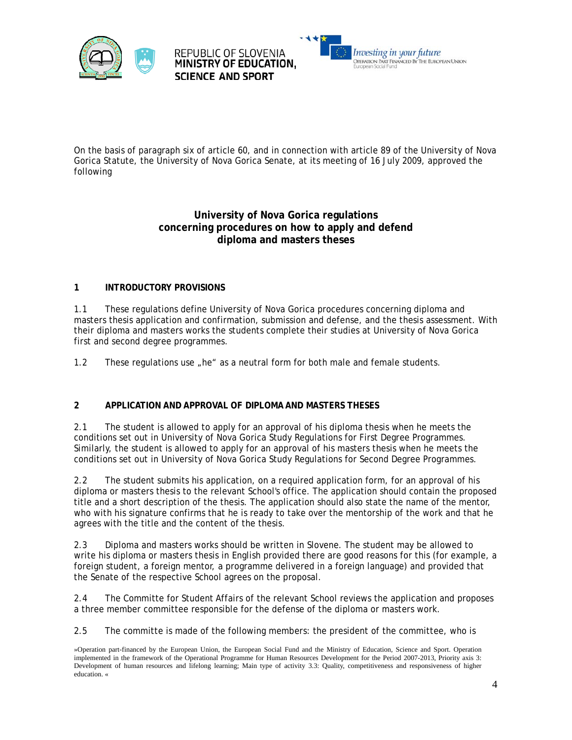On the basis of paragraph six of article 60, and in connection with article 89 of the University of Nova Gorica Statute, the University of Nova Gorica Senate, at its meeting of 16 July 2009, approved the following

# University of Nova Gorica regulations concerning procedures on how to apply and defend diploma and masters theses

## 1 INTRODUCTORY PROVISIONS

1.1 These regulations define University of Nova Gorica procedures concerning diploma and masters thesis application and confirmation, submission and defense, and the thesis assessment. With their diploma and masters works the students complete their studies at University of Nova Gorica first and second degree programmes.

1.2 These regulations use „he" as a neutral form for both male and female students.

## 2 APPLICATION AND APPROVAL OF DIPLOMA AND MASTERS THESES

2.1 The student is allowed to apply for an approval of his diploma thesis when he meets the conditions set out in University of Nova Gorica Study Regulations for First Degree Programmes. Similarly, the student is allowed to apply for an approval of his masters thesis when he meets the conditions set out in University of Nova Gorica Study Regulations for Second Degree Programmes.

2.2 The student submits his application, on a required application form, for an approval of his diploma or masters thesis to the relevant School's office. The application should contain the proposed title and a short description of the thesis. The application should also state the name of the mentor, who with his signature confirms that he is ready to take over the mentorship of the work and that he agrees with the title and the content of the thesis.

2.3 Diploma and masters works should be written in Slovene. The student may be allowed to write his diploma or masters thesis in English provided there are good reasons for this (for example, a foreign student, a foreign mentor, a programme delivered in a foreign language) and provided that the Senate of the respective School agrees on the proposal.

2.4 The Committe for Student Affairs of the relevant School reviews the application and proposes a three member committee responsible for the defense of the diploma or masters work.

2.5 The committe is made of the following members: the president of the committee, who is

»Operation part-financed by the European Union, the European Social Fund and the Ministry of Education, Science and Sport. Operation implemented in the framework of the Operational Programme for Human Resources Development for the Period 2007-2013, Priority axis 3: Development of human resources and lifelong learning; Main type of activity 3.3: Quality, competitiveness and responsiveness of higher education. «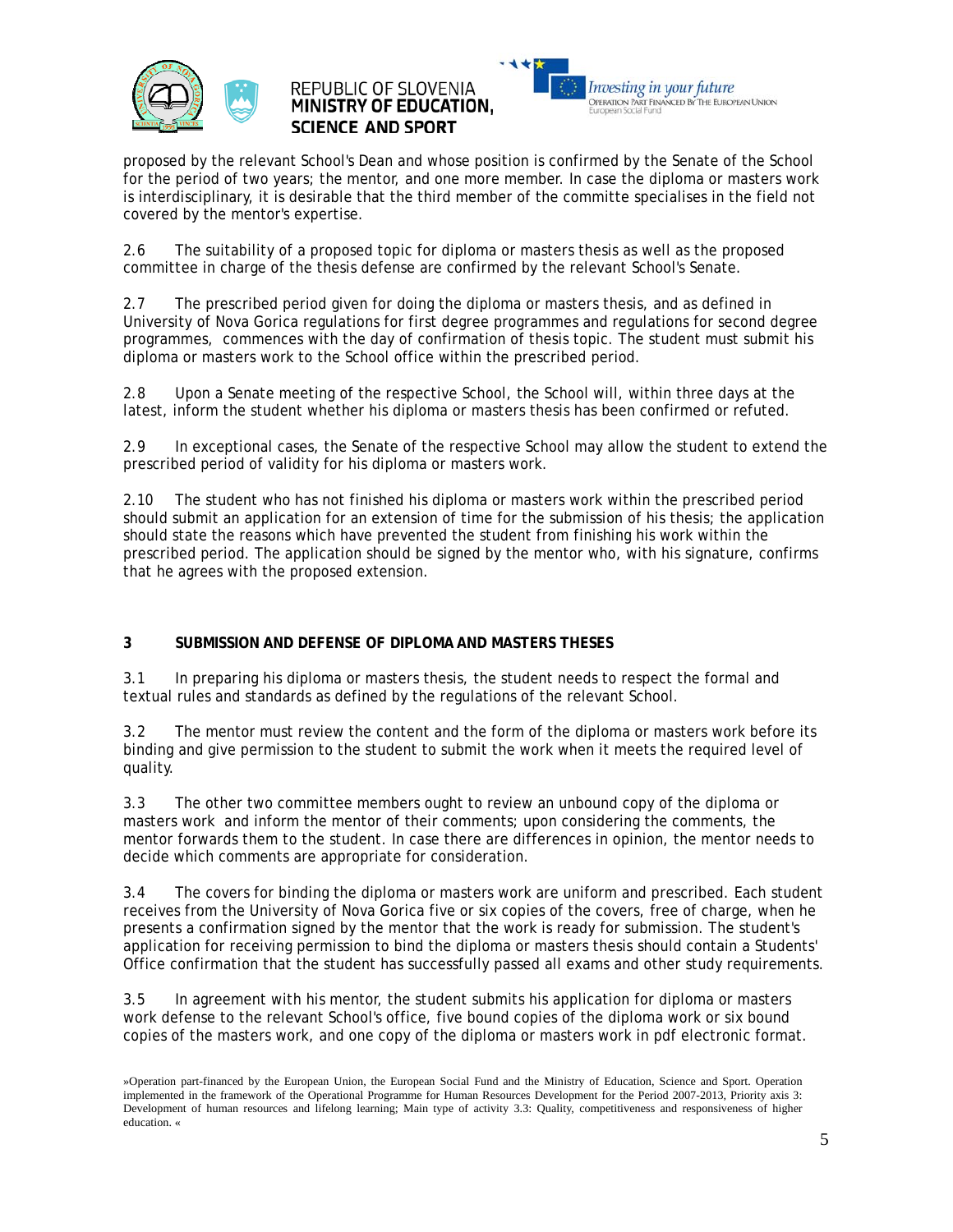proposed by the relevant School's Dean and whose position is confirmed by the Senate of the School for the period of two years; the mentor, and one more member. In case the diploma or masters work is interdisciplinary, it is desirable that the third member of the committe specialises in the field not covered by the mentor's expertise.

2.6 The suitability of a proposed topic for diploma or masters thesis as well as the proposed committee in charge of the thesis defense are confirmed by the relevant School's Senate.

2.7 The prescribed period given for doing the diploma or masters thesis, and as defined in University of Nova Gorica regulations for first degree programmes and regulations for second degree programmes, commences with the day of confirmation of thesis topic. The student must submit his diploma or masters work to the School office within the prescribed period.

2.8 Upon a Senate meeting of the respective School, the School will, within three days at the latest, inform the student whether his diploma or masters thesis has been confirmed or refuted.

2.9 In exceptional cases, the Senate of the respective School may allow the student to extend the prescribed period of validity for his diploma or masters work.

2.10 The student who has not finished his diploma or masters work within the prescribed period should submit an application for an extension of time for the submission of his thesis; the application should state the reasons which have prevented the student from finishing his work within the prescribed period. The application should be signed by the mentor who, with his signature, confirms that he agrees with the proposed extension.

## 3 SUBMISSION AND DEFENSE OF DIPLOMA AND MASTERS THESES

3.1 In preparing his diploma or masters thesis, the student needs to respect the formal and textual rules and standards as defined by the regulations of the relevant School.

3.2 The mentor must review the content and the form of the diploma or masters work before its binding and give permission to the student to submit the work when it meets the required level of quality.

3.3 The other two committee members ought to review an unbound copy of the diploma or masters work and inform the mentor of their comments; upon considering the comments, the mentor forwards them to the student. In case there are differences in opinion, the mentor needs to decide which comments are appropriate for consideration.

3.4 The covers for binding the diploma or masters work are uniform and prescribed. Each student receives from the University of Nova Gorica five or six copies of the covers, free of charge, when he presents a confirmation signed by the mentor that the work is ready for submission. The student's application for receiving permission to bind the diploma or masters thesis should contain a Students' Office confirmation that the student has successfully passed all exams and other study requirements.

3.5 In agreement with his mentor, the student submits his application for diploma or masters work defense to the relevant School's office, five bound copies of the diploma work or six bound copies of the masters work, and one copy of the diploma or masters work in pdf electronic format.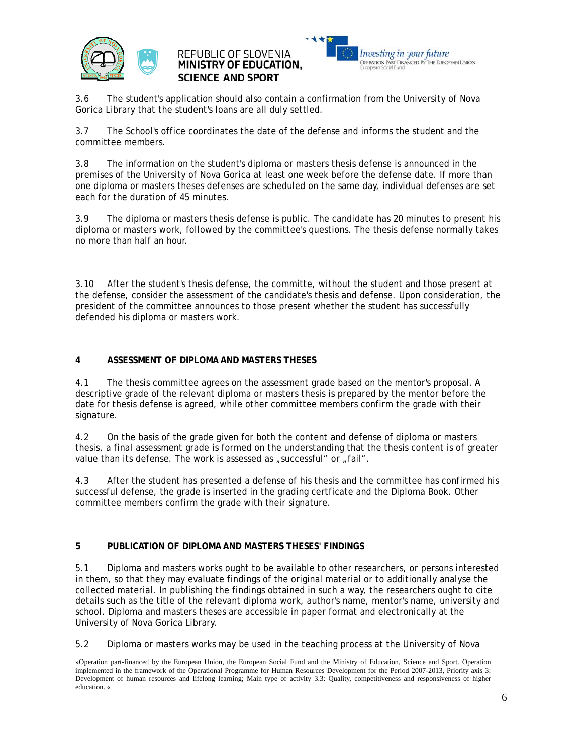3.6 The student's application should also contain a confirmation from the University of Nova Gorica Library that the student's loans are all duly settled.

3.7 The School's office coordinates the date of the defense and informs the student and the committee members.

3.8 The information on the student's diploma or masters thesis defense is announced in the premises of the University of Nova Gorica at least one week before the defense date. If more than one diploma or masters theses defenses are scheduled on the same day, individual defenses are set each for the duration of 45 minutes.

3.9 The diploma or masters thesis defense is public. The candidate has 20 minutes to present his diploma or masters work, followed by the committee's questions. The thesis defense normally takes no more than half an hour.

3.10 After the student's thesis defense, the committe, without the student and those present at the defense, consider the assessment of the candidate's thesis and defense. Upon consideration, the president of the committee announces to those present whether the student has successfully defended his diploma or masters work.

## 4 ASSESSMENT OF DIPLOMA AND MASTERS THESES

4.1 The thesis committee agrees on the assessment grade based on the mentor's proposal. A descriptive grade of the relevant diploma or masters thesis is prepared by the mentor before the date for thesis defense is agreed, while other committee members confirm the grade with their signature.

4.2 On the basis of the grade given for both the content and defense of diploma or masters thesis, a final assessment grade is formed on the understanding that the thesis content is of greater value than its defense. The work is assessed as „successful" or „fail".

4.3 After the student has presented a defense of his thesis and the committee has confirmed his successful defense, the grade is inserted in the grading certficate and the Diploma Book. Other committee members confirm the grade with their signature.

## 5 PUBLICATION OF DIPLOMA AND MASTERS THESES' FINDINGS

5.1 Diploma and masters works ought to be available to other researchers, or persons interested in them, so that they may evaluate findings of the original material or to additionally analyse the collected material. In publishing the findings obtained in such a way, the researchers ought to cite details such as the title of the relevant diploma work, author's name, mentor's name, university and school. Diploma and masters theses are accessible in paper format and electronically at the University of Nova Gorica Library.

5.2 Diploma or masters works may be used in the teaching process at the University of Nova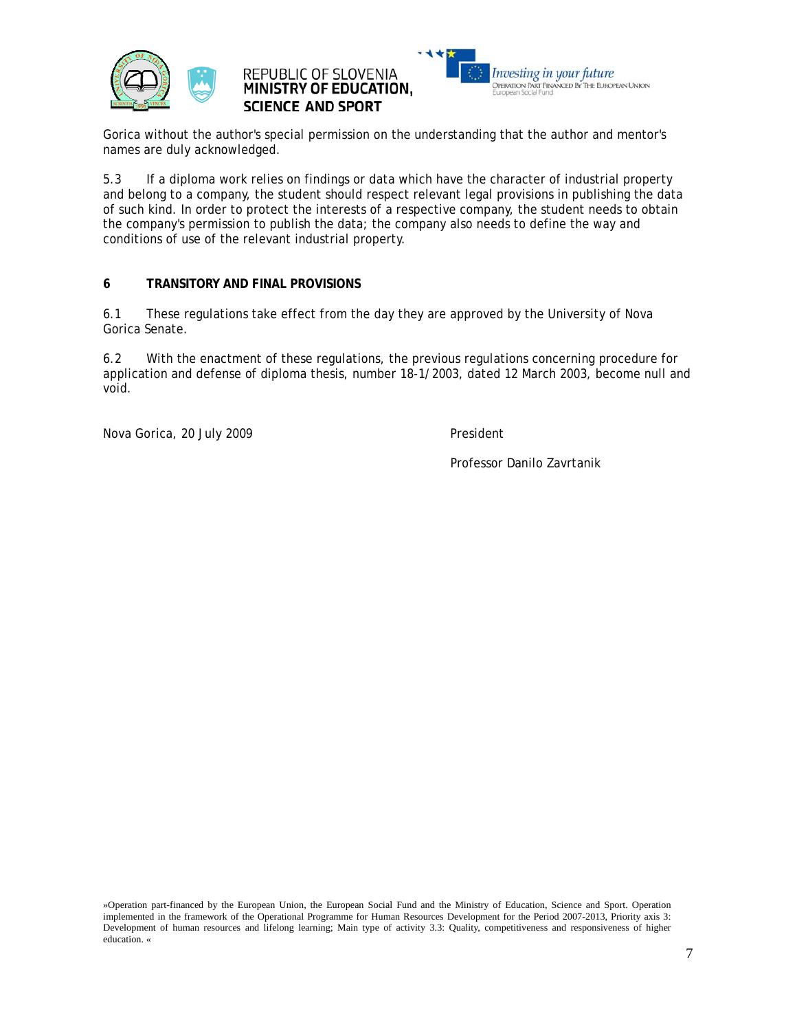Gorica without the author's special permission on the understanding that the author and mentor's names are duly acknowledged.

5.3 If a diploma work relies on findings or data which have the character of industrial property and belong to a company, the student should respect relevant legal provisions in publishing the data of such kind. In order to protect the interests of a respective company, the student needs to obtain the company's permission to publish the data; the company also needs to define the way and conditions of use of the relevant industrial property.

## 6 TRANSITORY AND FINAL PROVISIONS

6.1 These regulations take effect from the day they are approved by the University of Nova Gorica Senate.

6.2 With the enactment of these regulations, the previous regulations concerning procedure for application and defense of diploma thesis, number 18-1/2003, dated 12 March 2003, become null and void.

Nova Gorica, 20 July 2009

President

Professor Danilo Zavrtanik

»Operation part-financed by the European Union, the European Social Fund and the Ministry of Education, Science and Sport. Operation implemented in the framework of the Operational Programme for Human Resources Development for the Period 2007-2013, Priority axis 3: Development of human resources and lifelong learning; Main type of activity 3.3: Quality, competitiveness and responsiveness of higher education. «